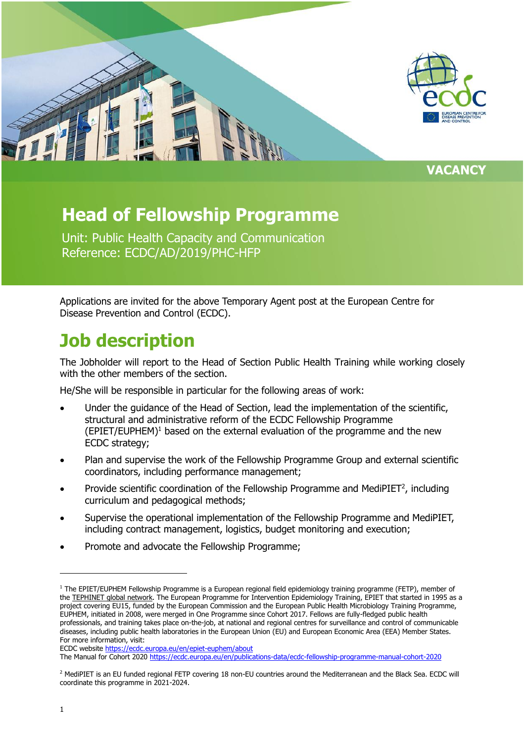VACANCY

# Head of Fellowship Programme

Unit: Public Health Capacity and Communication
Reference: ECDC/AD/2019/PHC-HFP

Applications are invited for the above Temporary Agent post at the European Centre for Disease Prevention and Control (ECDC).

## Job description

The Jobholder will report to the Head of Section Public Health Training while working closely with the other members of the section.

He/She will be responsible in particular for the following areas of work:

- Under the guidance of the Head of Section, lead the implementation of the scientific, structural and administrative reform of the ECDC Fellowship Programme (EPIET/EUPHEM)[1] based on the external evaluation of the programme and the new ECDC strategy;
- Plan and supervise the work of the Fellowship Programme Group and external scientific coordinators, including performance management;
- Provide scientific coordination of the Fellowship Programme and MediPIET[2], including curriculum and pedagogical methods;
- Supervise the operational implementation of the Fellowship Programme and MediPIET, including contract management, logistics, budget monitoring and execution;
- Promote and advocate the Fellowship Programme;

[1] The EPIET/EUPHEM Fellowship Programme is a European regional field epidemiology training programme (FETP), member of the TEPHINET global network. The European Programme for Intervention Epidemiology Training, EPIET that started in 1995 as a project covering EU15, funded by the European Commission and the European Public Health Microbiology Training Programme, EUPHEM, initiated in 2008, were merged in One Programme since Cohort 2017. Fellows are fully-fledged public health professionals, and training takes place on-the-job, at national and regional centres for surveillance and control of communicable diseases, including public health laboratories in the European Union (EU) and European Economic Area (EEA) Member States. For more information, visit:
ECDC website https://ecdc.europa.eu/en/epiet-euphem/about
The Manual for Cohort 2020 https://ecdc.europa.eu/en/publications-data/ecdc-fellowship-programme-manual-cohort-2020

[2] MediPIET is an EU funded regional FETP covering 18 non-EU countries around the Mediterranean and the Black Sea. ECDC will coordinate this programme in 2021-2024.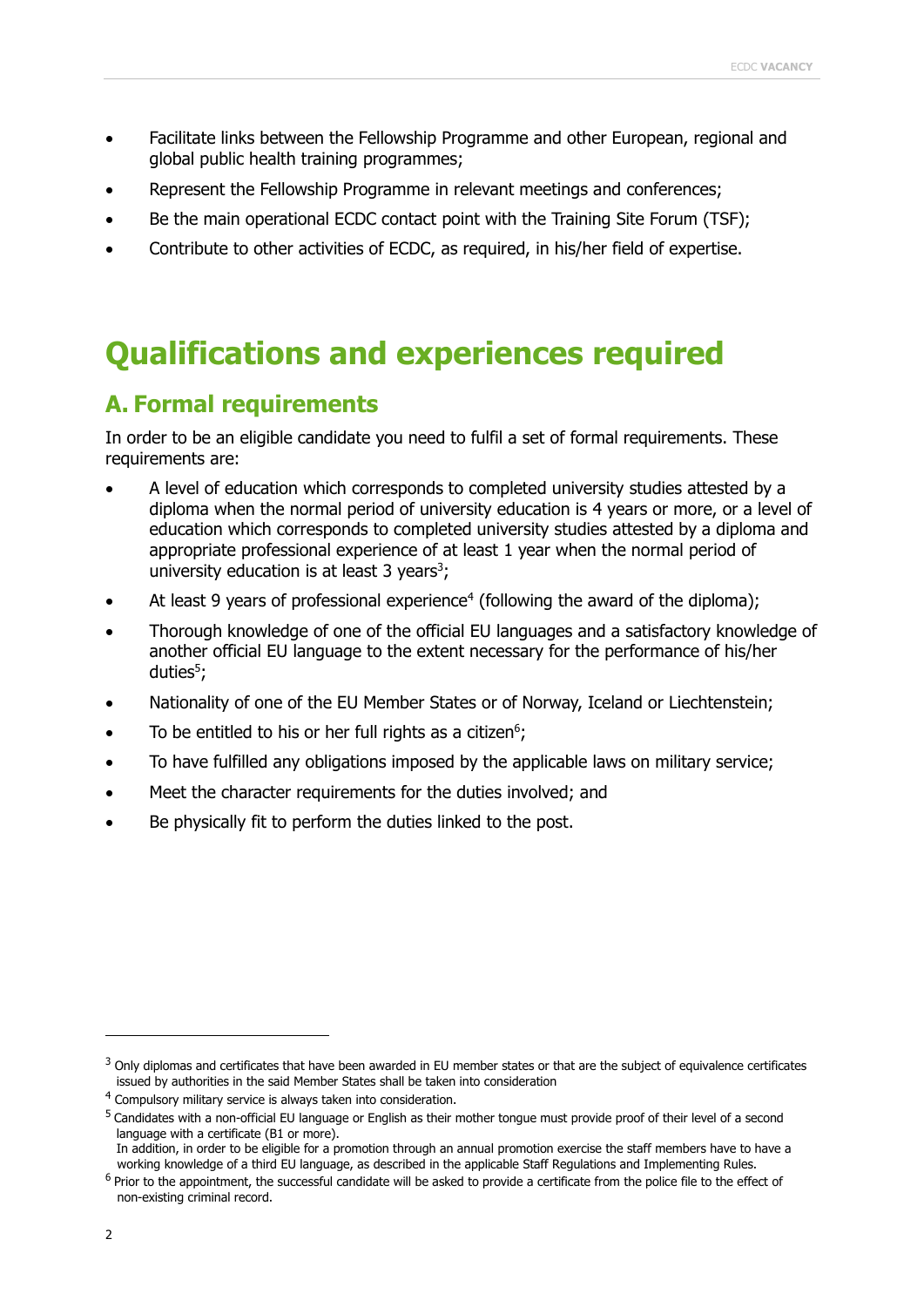- Facilitate links between the Fellowship Programme and other European, regional and global public health training programmes;
- Represent the Fellowship Programme in relevant meetings and conferences;
- Be the main operational ECDC contact point with the Training Site Forum (TSF);
- Contribute to other activities of ECDC, as required, in his/her field of expertise.

# Qualifications and experiences required

## A. Formal requirements

In order to be an eligible candidate you need to fulfil a set of formal requirements. These requirements are:

- A level of education which corresponds to completed university studies attested by a diploma when the normal period of university education is 4 years or more, or a level of education which corresponds to completed university studies attested by a diploma and appropriate professional experience of at least 1 year when the normal period of university education is at least 3 years[3];
- At least 9 years of professional experience[4] (following the award of the diploma);
- Thorough knowledge of one of the official EU languages and a satisfactory knowledge of another official EU language to the extent necessary for the performance of his/her duties[5];
- Nationality of one of the EU Member States or of Norway, Iceland or Liechtenstein;
- To be entitled to his or her full rights as a citizen[6];
- To have fulfilled any obligations imposed by the applicable laws on military service;
- Meet the character requirements for the duties involved; and
- Be physically fit to perform the duties linked to the post.

---

[3] Only diplomas and certificates that have been awarded in EU member states or that are the subject of equivalence certificates issued by authorities in the said Member States shall be taken into consideration

[4] Compulsory military service is always taken into consideration.

[5] Candidates with a non-official EU language or English as their mother tongue must provide proof of their level of a second language with a certificate (B1 or more).
In addition, in order to be eligible for a promotion through an annual promotion exercise the staff members have to have a working knowledge of a third EU language, as described in the applicable Staff Regulations and Implementing Rules.

[6] Prior to the appointment, the successful candidate will be asked to provide a certificate from the police file to the effect of non-existing criminal record.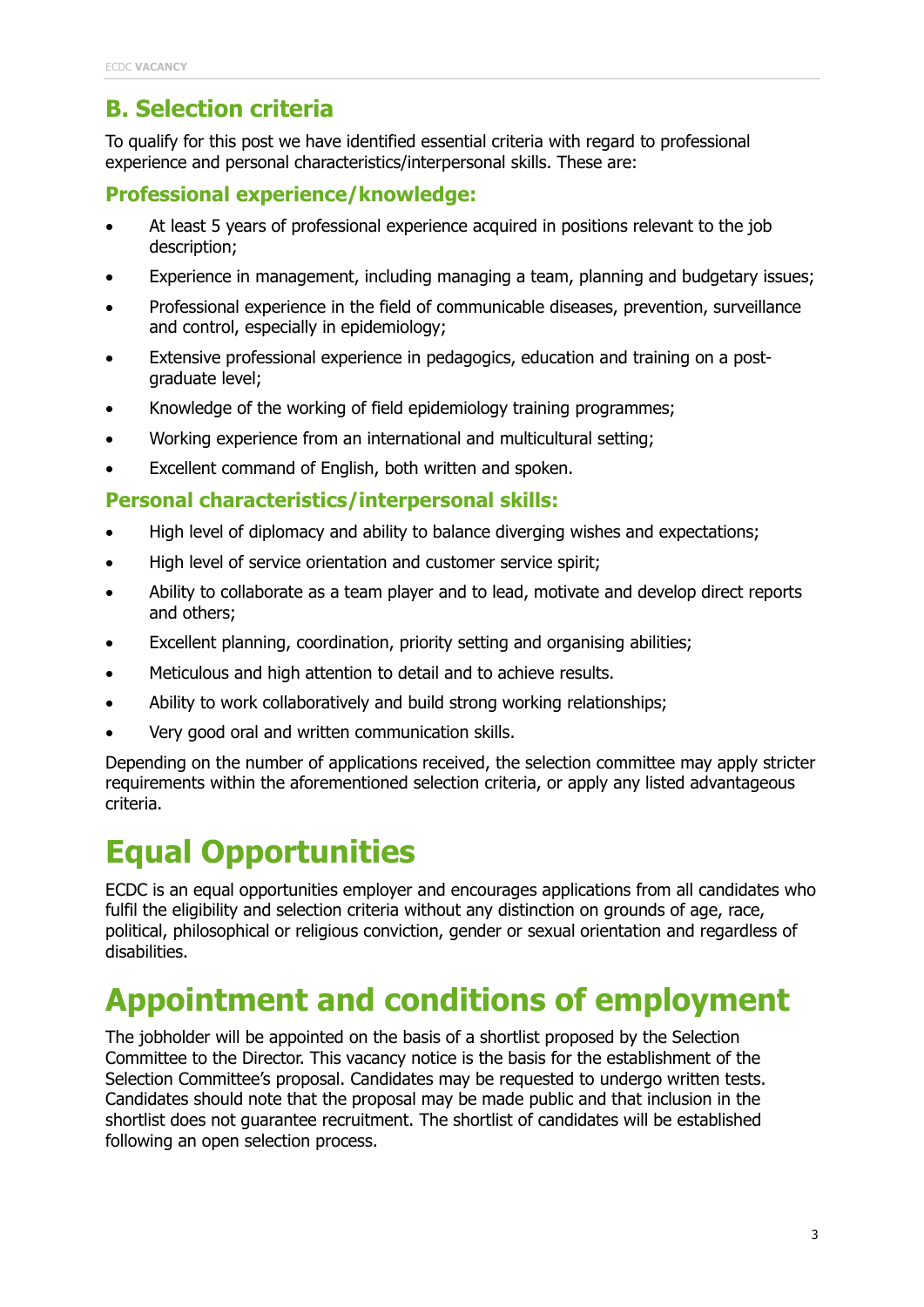## B. Selection criteria

To qualify for this post we have identified essential criteria with regard to professional experience and personal characteristics/interpersonal skills. These are:

### Professional experience/knowledge:

- At least 5 years of professional experience acquired in positions relevant to the job description;
- Experience in management, including managing a team, planning and budgetary issues;
- Professional experience in the field of communicable diseases, prevention, surveillance and control, especially in epidemiology;
- Extensive professional experience in pedagogics, education and training on a post-graduate level;
- Knowledge of the working of field epidemiology training programmes;
- Working experience from an international and multicultural setting;
- Excellent command of English, both written and spoken.

### Personal characteristics/interpersonal skills:

- High level of diplomacy and ability to balance diverging wishes and expectations;
- High level of service orientation and customer service spirit;
- Ability to collaborate as a team player and to lead, motivate and develop direct reports and others;
- Excellent planning, coordination, priority setting and organising abilities;
- Meticulous and high attention to detail and to achieve results.
- Ability to work collaboratively and build strong working relationships;
- Very good oral and written communication skills.

Depending on the number of applications received, the selection committee may apply stricter requirements within the aforementioned selection criteria, or apply any listed advantageous criteria.

# Equal Opportunities

ECDC is an equal opportunities employer and encourages applications from all candidates who fulfil the eligibility and selection criteria without any distinction on grounds of age, race, political, philosophical or religious conviction, gender or sexual orientation and regardless of disabilities.

# Appointment and conditions of employment

The jobholder will be appointed on the basis of a shortlist proposed by the Selection Committee to the Director. This vacancy notice is the basis for the establishment of the Selection Committee's proposal. Candidates may be requested to undergo written tests. Candidates should note that the proposal may be made public and that inclusion in the shortlist does not guarantee recruitment. The shortlist of candidates will be established following an open selection process.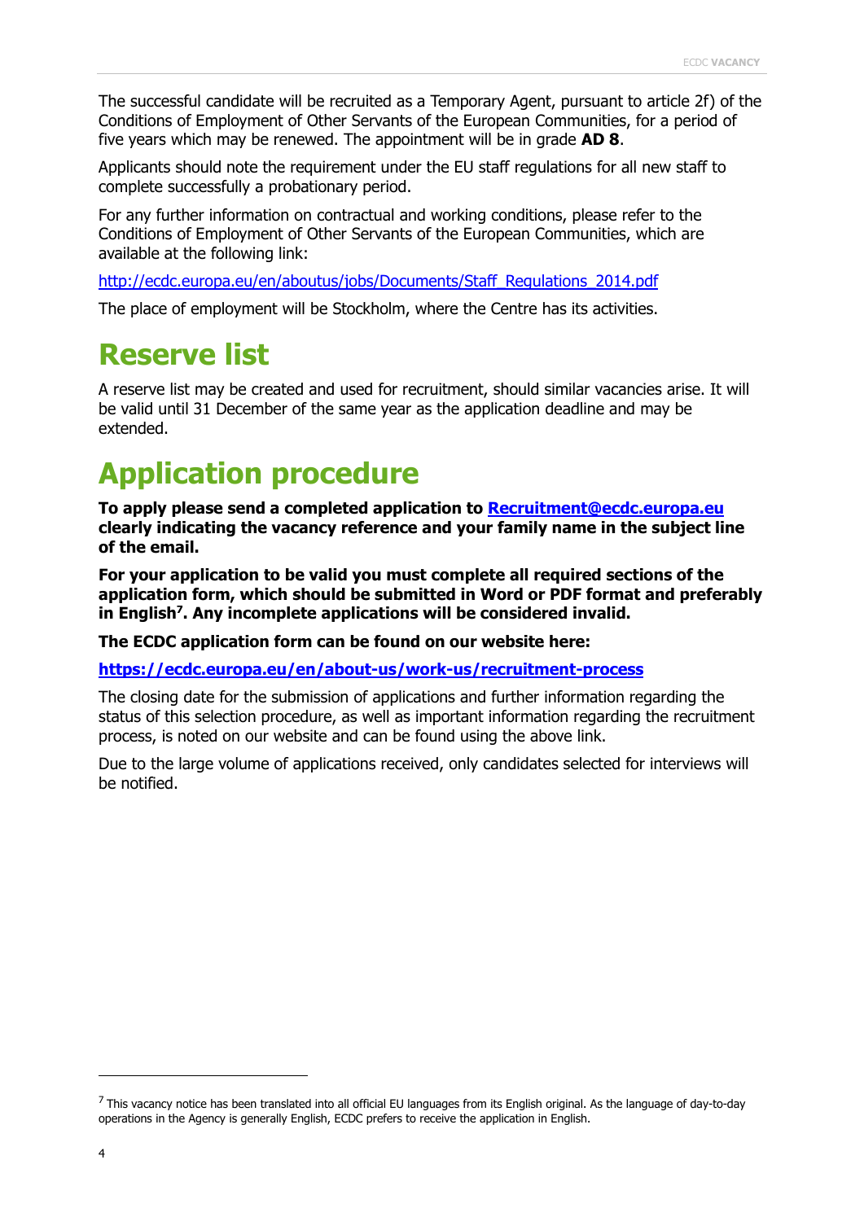The successful candidate will be recruited as a Temporary Agent, pursuant to article 2f) of the Conditions of Employment of Other Servants of the European Communities, for a period of five years which may be renewed. The appointment will be in grade **AD 8**.

Applicants should note the requirement under the EU staff regulations for all new staff to complete successfully a probationary period.

For any further information on contractual and working conditions, please refer to the Conditions of Employment of Other Servants of the European Communities, which are available at the following link:

http://ecdc.europa.eu/en/aboutus/jobs/Documents/Staff_Regulations_2014.pdf

The place of employment will be Stockholm, where the Centre has its activities.

# Reserve list

A reserve list may be created and used for recruitment, should similar vacancies arise. It will be valid until 31 December of the same year as the application deadline and may be extended.

# Application procedure

**To apply please send a completed application to Recruitment@ecdc.europa.eu clearly indicating the vacancy reference and your family name in the subject line of the email.**

**For your application to be valid you must complete all required sections of the application form, which should be submitted in Word or PDF format and preferably in English[7]. Any incomplete applications will be considered invalid.**

**The ECDC application form can be found on our website here:**

**https://ecdc.europa.eu/en/about-us/work-us/recruitment-process**

The closing date for the submission of applications and further information regarding the status of this selection procedure, as well as important information regarding the recruitment process, is noted on our website and can be found using the above link.

Due to the large volume of applications received, only candidates selected for interviews will be notified.

[7] This vacancy notice has been translated into all official EU languages from its English original. As the language of day-to-day operations in the Agency is generally English, ECDC prefers to receive the application in English.